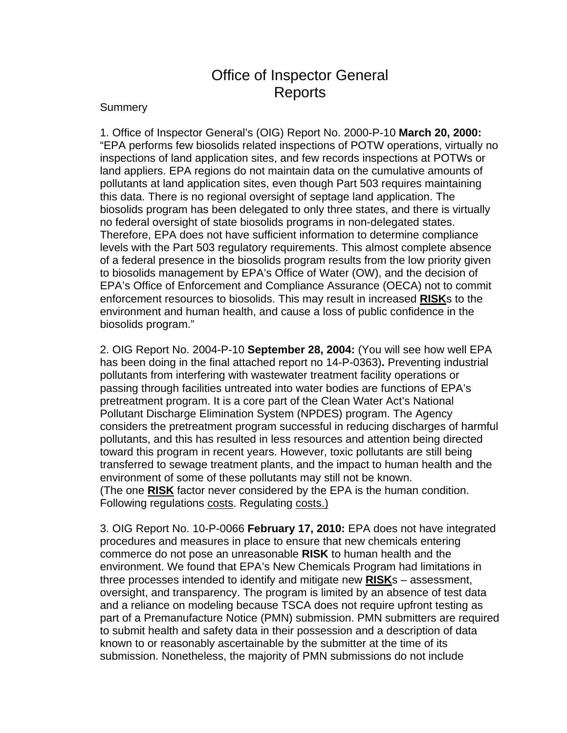# Office of Inspector General Reports

Summery

1. Office of Inspector General's (OIG) Report No. 2000-P-10 **March 20, 2000:** "EPA performs few biosolids related inspections of POTW operations, virtually no inspections of land application sites, and few records inspections at POTWs or land appliers. EPA regions do not maintain data on the cumulative amounts of pollutants at land application sites, even though Part 503 requires maintaining this data. There is no regional oversight of septage land application. The biosolids program has been delegated to only three states, and there is virtually no federal oversight of state biosolids programs in non-delegated states. Therefore, EPA does not have sufficient information to determine compliance levels with the Part 503 regulatory requirements. This almost complete absence of a federal presence in the biosolids program results from the low priority given to biosolids management by EPA's Office of Water (OW), and the decision of EPA's Office of Enforcement and Compliance Assurance (OECA) not to commit enforcement resources to biosolids. This may result in increased <u>**RISK**</u>s to the environment and human health, and cause a loss of public confidence in the biosolids program."

2. OIG Report No. 2004-P-10 **September 28, 2004:** (You will see how well EPA has been doing in the final attached report no 14-P-0363)**.** Preventing industrial pollutants from interfering with wastewater treatment facility operations or passing through facilities untreated into water bodies are functions of EPA's pretreatment program. It is a core part of the Clean Water Act's National Pollutant Discharge Elimination System (NPDES) program. The Agency considers the pretreatment program successful in reducing discharges of harmful pollutants, and this has resulted in less resources and attention being directed toward this program in recent years. However, toxic pollutants are still being transferred to sewage treatment plants, and the impact to human health and the environment of some of these pollutants may still not be known.
(The one <u>**RISK**</u> factor never considered by the EPA is the human condition. Following regulations <u>costs</u>. Regulating <u>costs.)</u>

3. OIG Report No. 10-P-0066 **February 17, 2010:** EPA does not have integrated procedures and measures in place to ensure that new chemicals entering commerce do not pose an unreasonable **RISK** to human health and the environment. We found that EPA's New Chemicals Program had limitations in three processes intended to identify and mitigate new <u>**RISK**</u>s – assessment, oversight, and transparency. The program is limited by an absence of test data and a reliance on modeling because TSCA does not require upfront testing as part of a Premanufacture Notice (PMN) submission. PMN submitters are required to submit health and safety data in their possession and a description of data known to or reasonably ascertainable by the submitter at the time of its submission. Nonetheless, the majority of PMN submissions do not include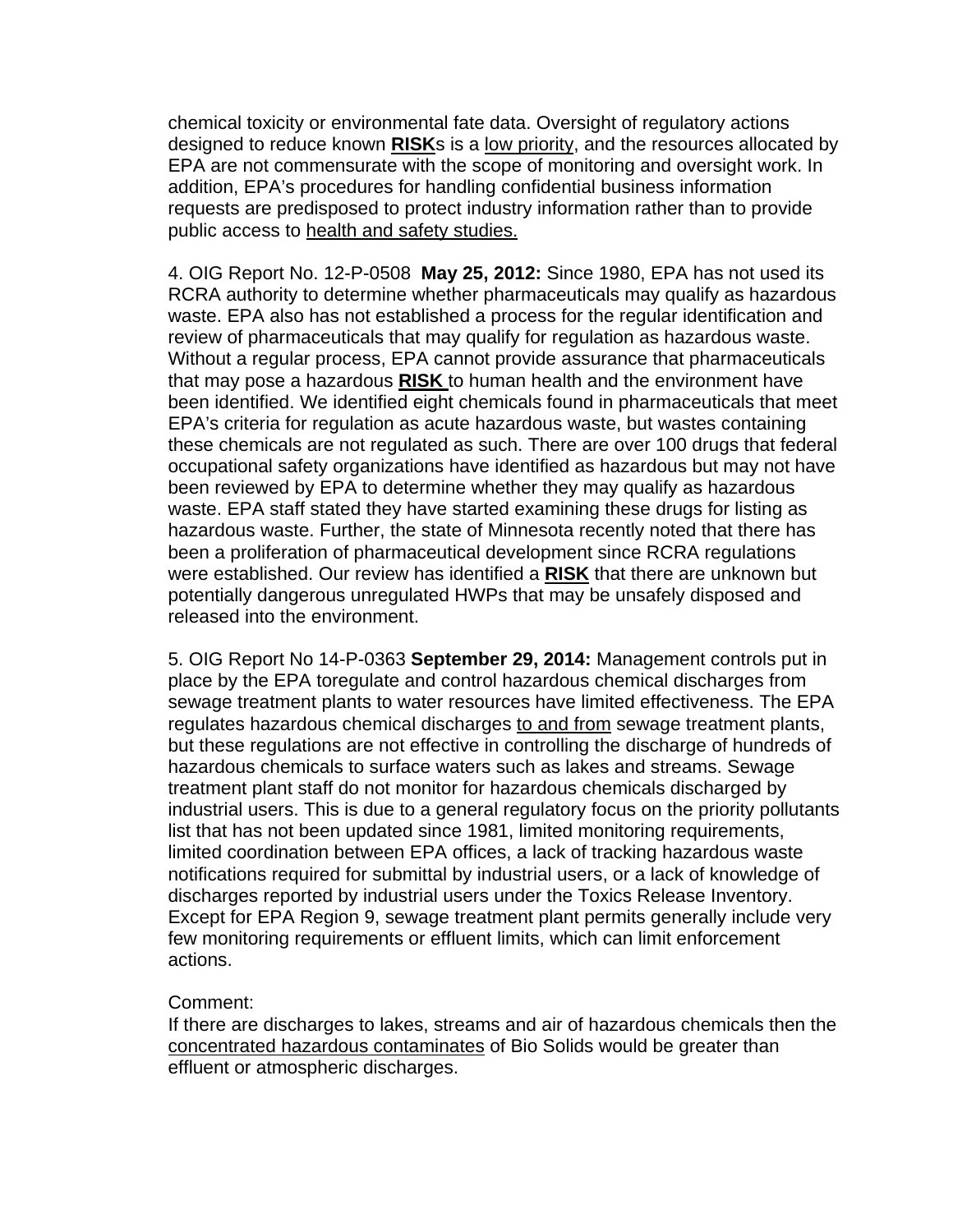chemical toxicity or environmental fate data. Oversight of regulatory actions designed to reduce known **RISK**s is a low priority, and the resources allocated by EPA are not commensurate with the scope of monitoring and oversight work. In addition, EPA's procedures for handling confidential business information requests are predisposed to protect industry information rather than to provide public access to health and safety studies.

4. OIG Report No. 12-P-0508 **May 25, 2012:** Since 1980, EPA has not used its RCRA authority to determine whether pharmaceuticals may qualify as hazardous waste. EPA also has not established a process for the regular identification and review of pharmaceuticals that may qualify for regulation as hazardous waste. Without a regular process, EPA cannot provide assurance that pharmaceuticals that may pose a hazardous **RISK** to human health and the environment have been identified. We identified eight chemicals found in pharmaceuticals that meet EPA's criteria for regulation as acute hazardous waste, but wastes containing these chemicals are not regulated as such. There are over 100 drugs that federal occupational safety organizations have identified as hazardous but may not have been reviewed by EPA to determine whether they may qualify as hazardous waste. EPA staff stated they have started examining these drugs for listing as hazardous waste. Further, the state of Minnesota recently noted that there has been a proliferation of pharmaceutical development since RCRA regulations were established. Our review has identified a **RISK** that there are unknown but potentially dangerous unregulated HWPs that may be unsafely disposed and released into the environment.

5. OIG Report No 14-P-0363 **September 29, 2014:** Management controls put in place by the EPA toregulate and control hazardous chemical discharges from sewage treatment plants to water resources have limited effectiveness. The EPA regulates hazardous chemical discharges to and from sewage treatment plants, but these regulations are not effective in controlling the discharge of hundreds of hazardous chemicals to surface waters such as lakes and streams. Sewage treatment plant staff do not monitor for hazardous chemicals discharged by industrial users. This is due to a general regulatory focus on the priority pollutants list that has not been updated since 1981, limited monitoring requirements, limited coordination between EPA offices, a lack of tracking hazardous waste notifications required for submittal by industrial users, or a lack of knowledge of discharges reported by industrial users under the Toxics Release Inventory. Except for EPA Region 9, sewage treatment plant permits generally include very few monitoring requirements or effluent limits, which can limit enforcement actions.

Comment:
If there are discharges to lakes, streams and air of hazardous chemicals then the concentrated hazardous contaminates of Bio Solids would be greater than effluent or atmospheric discharges.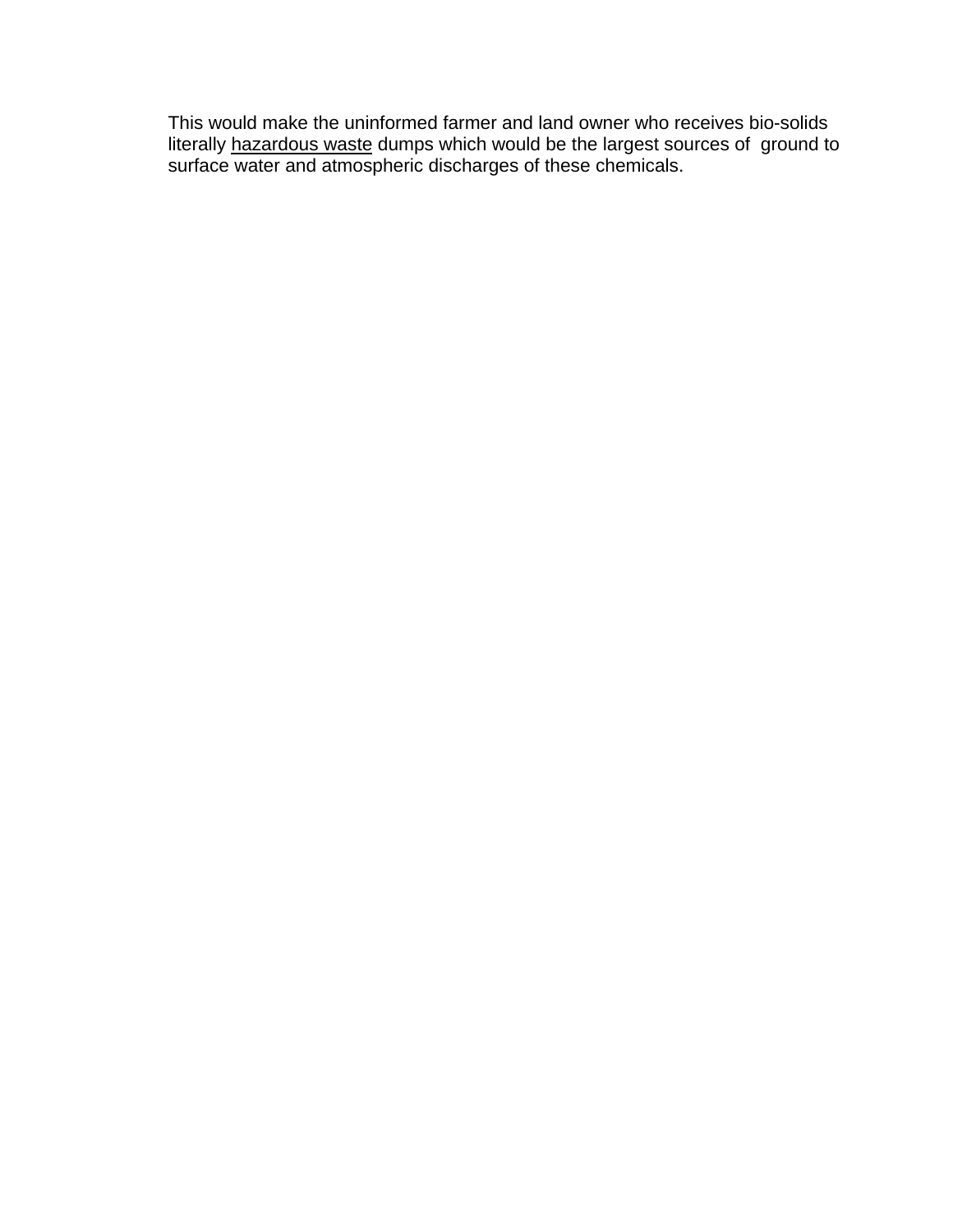This would make the uninformed farmer and land owner who receives bio-solids literally <u>hazardous waste</u> dumps which would be the largest sources of ground to surface water and atmospheric discharges of these chemicals.